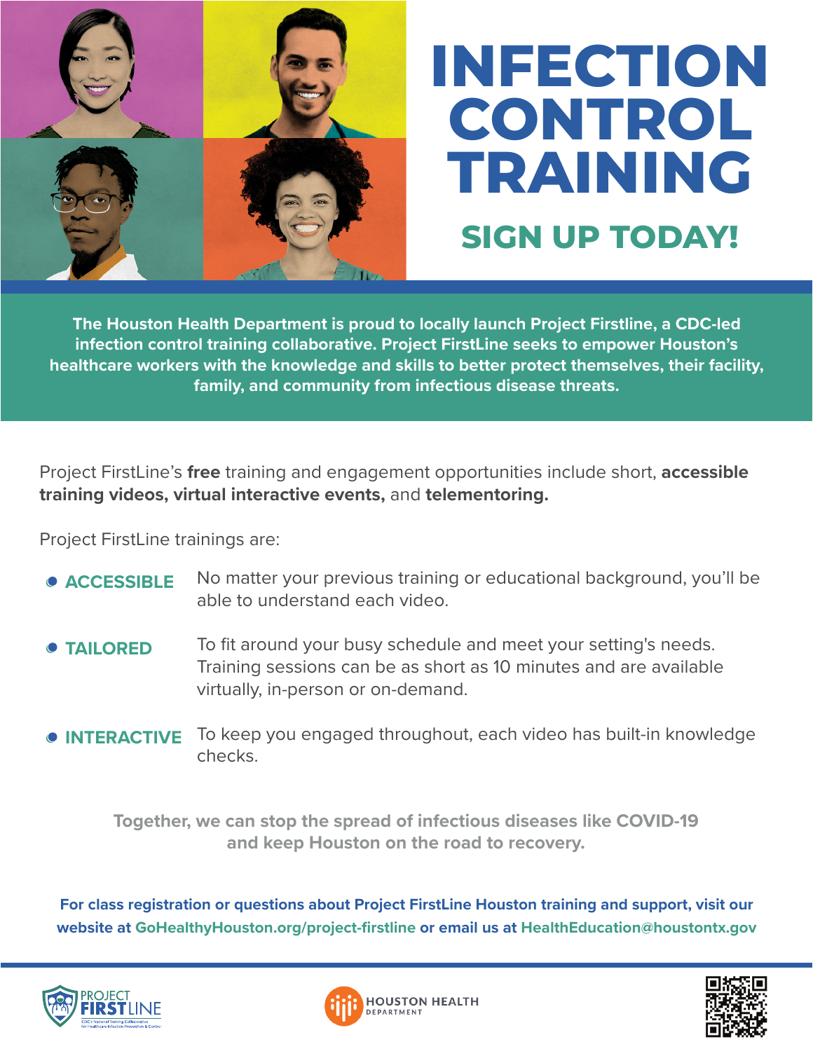# INFECTION CONTROL TRAINING

## SIGN UP TODAY!

**The Houston Health Department is proud to locally launch Project Firstline, a CDC-led infection control training collaborative. Project FirstLine seeks to empower Houston's healthcare workers with the knowledge and skills to better protect themselves, their facility, family, and community from infectious disease threats.**

Project FirstLine's **free** training and engagement opportunities include short, **accessible training videos, virtual interactive events,** and **telementoring.**

Project FirstLine trainings are:

- **ACCESSIBLE** No matter your previous training or educational background, you'll be able to understand each video.
- **TAILORED** To fit around your busy schedule and meet your setting's needs. Training sessions can be as short as 10 minutes and are available virtually, in-person or on-demand.
- **INTERACTIVE** To keep you engaged throughout, each video has built-in knowledge checks.

**Together, we can stop the spread of infectious diseases like COVID-19 and keep Houston on the road to recovery.**

**For class registration or questions about Project FirstLine Houston training and support, visit our website at GoHealthyHouston.org/project-firstline or email us at HealthEducation@houstontx.gov**

PROJECT FIRSTLINE
CDC's National Training Collaborative for Healthcare Infection Prevention & Control

HOUSTON HEALTH DEPARTMENT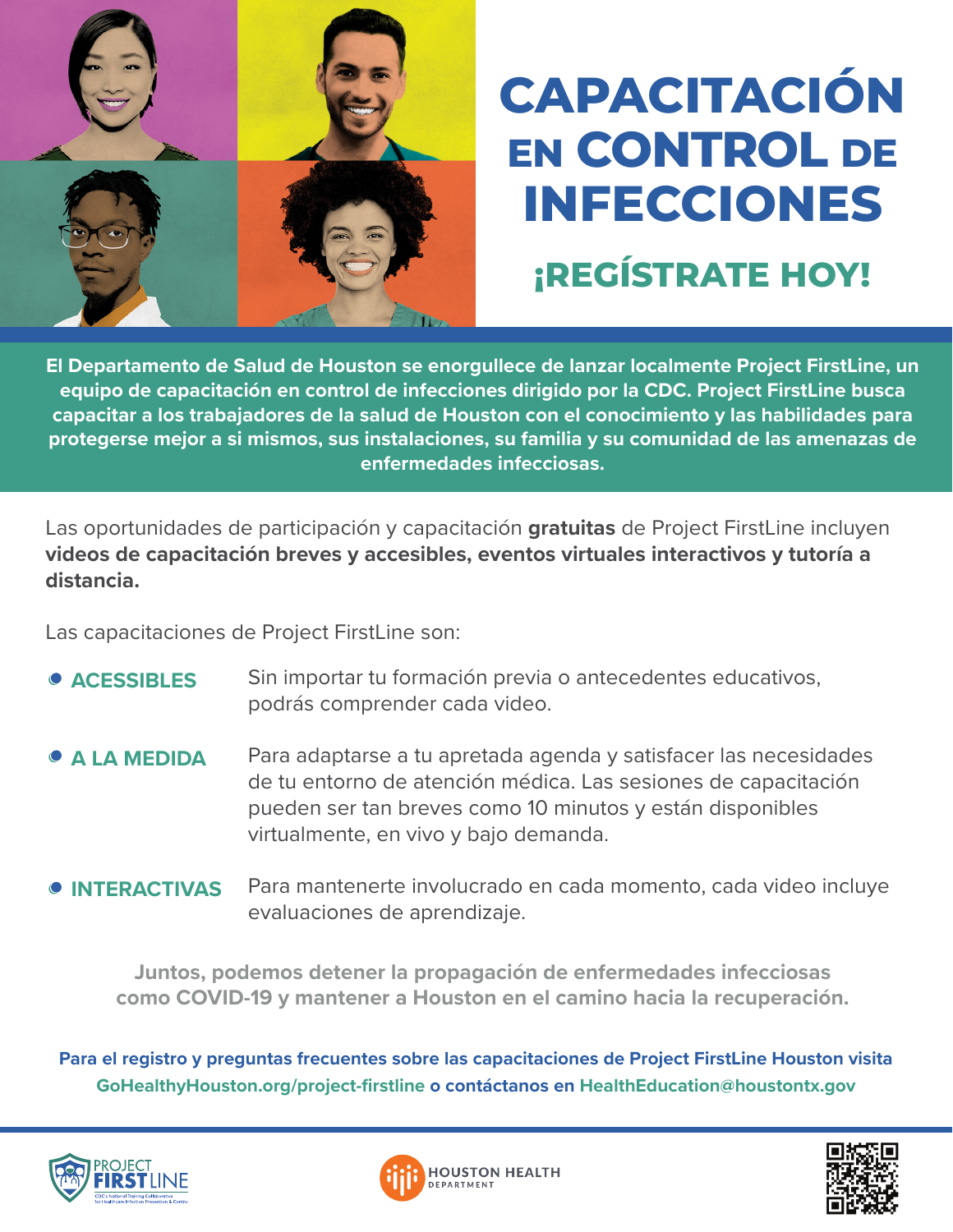# CAPACITACIÓN EN CONTROL DE INFECCIONES

## ¡REGÍSTRATE HOY!

**El Departamento de Salud de Houston se enorgullece de lanzar localmente Project FirstLine, un equipo de capacitación en control de infecciones dirigido por la CDC. Project FirstLine busca capacitar a los trabajadores de la salud de Houston con el conocimiento y las habilidades para protegerse mejor a si mismos, sus instalaciones, su familia y su comunidad de las amenazas de enfermedades infecciosas.**

Las oportunidades de participación y capacitación **gratuitas** de Project FirstLine incluyen **videos de capacitación breves y accesibles, eventos virtuales interactivos y tutoría a distancia.**

Las capacitaciones de Project FirstLine son:

- **ACESSIBLES** Sin importar tu formación previa o antecedentes educativos, podrás comprender cada video.
- **A LA MEDIDA** Para adaptarse a tu apretada agenda y satisfacer las necesidades de tu entorno de atención médica. Las sesiones de capacitación pueden ser tan breves como 10 minutos y están disponibles virtualmente, en vivo y bajo demanda.
- **INTERACTIVAS** Para mantenerte involucrado en cada momento, cada video incluye evaluaciones de aprendizaje.

**Juntos, podemos detener la propagación de enfermedades infecciosas como COVID-19 y mantener a Houston en el camino hacia la recuperación.**

**Para el registro y preguntas frecuentes sobre las capacitaciones de Project FirstLine Houston visita GoHealthyHouston.org/project-firstline o contáctanos en HealthEducation@houstontx.gov**

PROJECT FIRSTLINE
CDC's National Training Collaborative for Healthcare Infection Prevention & Control

HOUSTON HEALTH DEPARTMENT